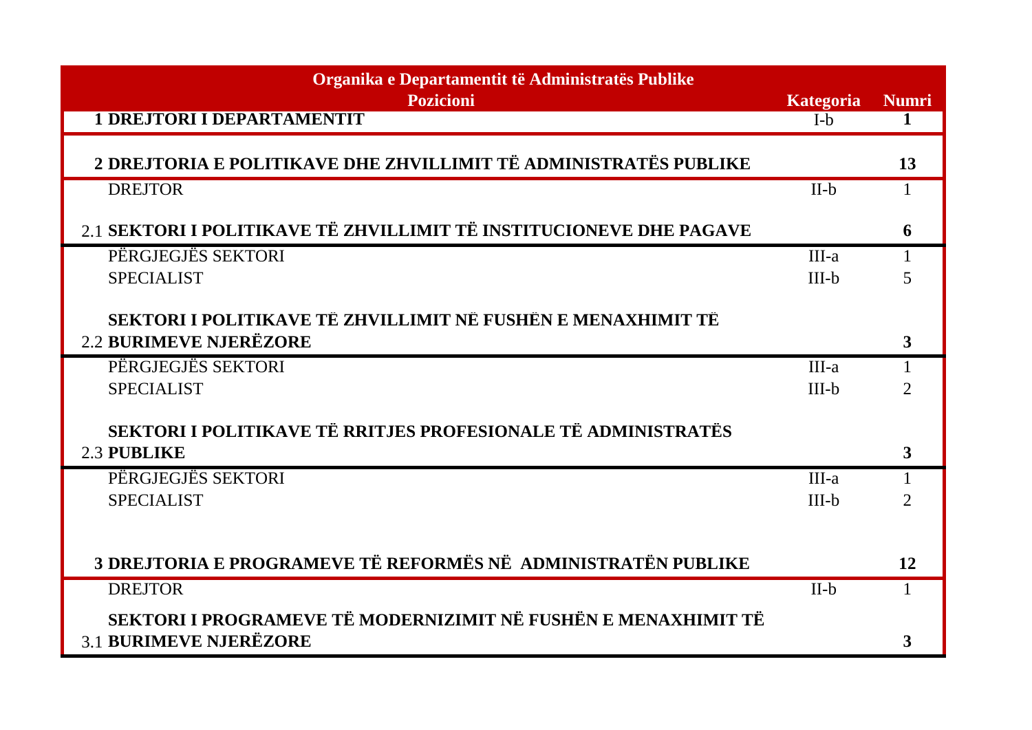| Organika e Departamentit të Administratës Publike<br>Pozicioni | Kategoria | Numri |
|---|---|---|
| **1 DREJTORI I DEPARTAMENTIT** | I-b | **1** |
| **2 DREJTORIA E POLITIKAVE DHE ZHVILLIMIT TË ADMINISTRATËS PUBLIKE** | | **13** |
| DREJTOR | II-b | 1 |
| 2.1 **SEKTORI I POLITIKAVE TË ZHVILLIMIT TË INSTITUCIONEVE DHE PAGAVE** | | **6** |
| PËRGJEGJËS SEKTORI | III-a | 1 |
| SPECIALIST | III-b | 5 |
| 2.2 **SEKTORI I POLITIKAVE TË ZHVILLIMIT NË FUSHËN E MENAXHIMIT TË BURIMEVE NJERËZORE** | | **3** |
| PËRGJEGJËS SEKTORI | III-a | 1 |
| SPECIALIST | III-b | 2 |
| 2.3 **SEKTORI I POLITIKAVE TË RRITJES PROFESIONALE TË ADMINISTRATËS PUBLIKE** | | **3** |
| PËRGJEGJËS SEKTORI | III-a | 1 |
| SPECIALIST | III-b | 2 |
| **3 DREJTORIA E PROGRAMEVE TË REFORMËS NË ADMINISTRATËN PUBLIKE** | | **12** |
| DREJTOR | II-b | 1 |
| 3.1 **SEKTORI I PROGRAMEVE TË MODERNIZIMIT NË FUSHËN E MENAXHIMIT TË BURIMEVE NJERËZORE** | | **3** |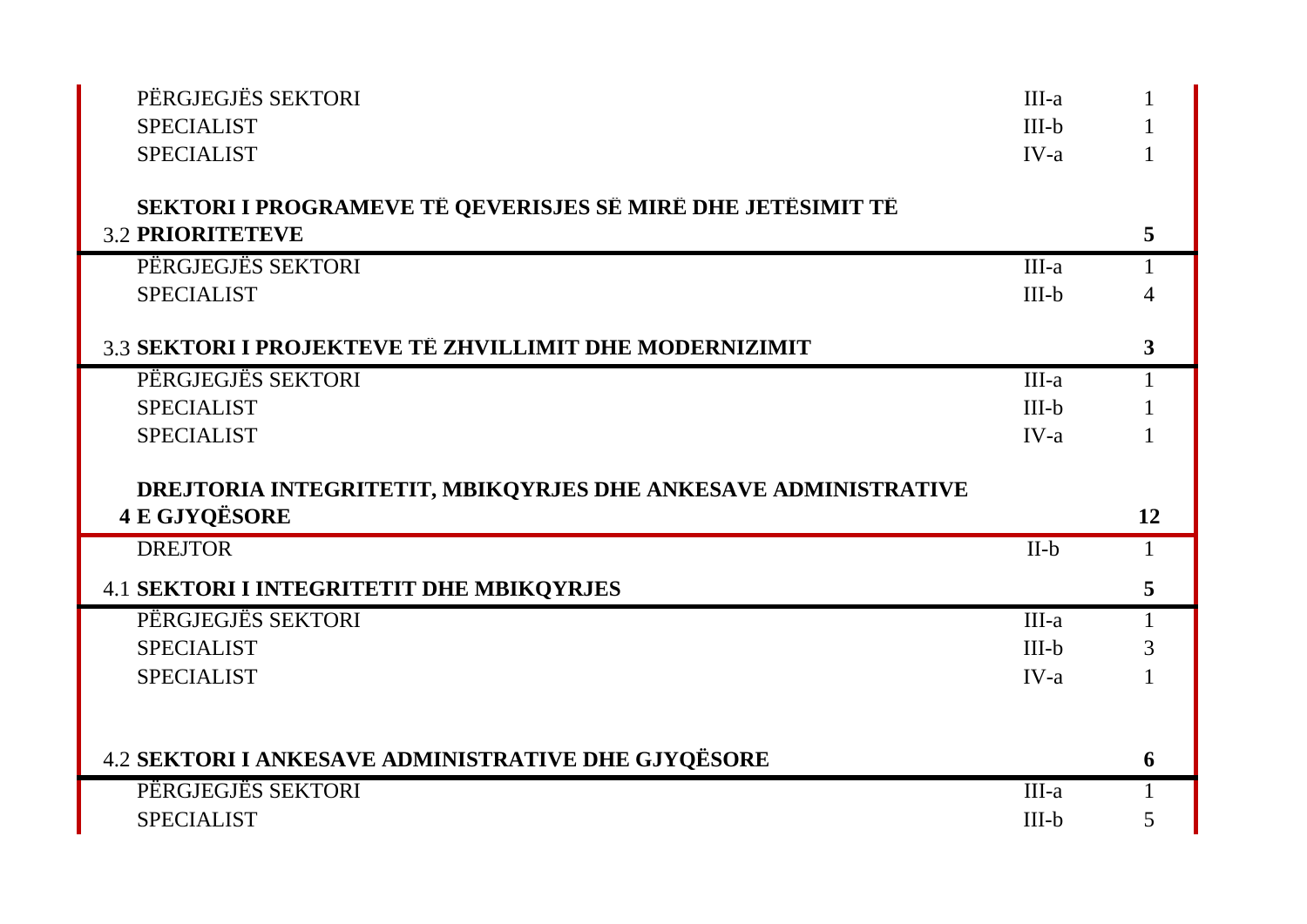| | | |
|---|---|---|
| PËRGJEGJËS SEKTORI | III-a | 1 |
| SPECIALIST | III-b | 1 |
| SPECIALIST | IV-a | 1 |
| **3.2 SEKTORI I PROGRAMEVE TË QEVERISJES SË MIRË DHE JETËSIMIT TË PRIORITETEVE** | | **5** |
| PËRGJEGJËS SEKTORI | III-a | 1 |
| SPECIALIST | III-b | 4 |
| **3.3 SEKTORI I PROJEKTEVE TË ZHVILLIMIT DHE MODERNIZIMIT** | | **3** |
| PËRGJEGJËS SEKTORI | III-a | 1 |
| SPECIALIST | III-b | 1 |
| SPECIALIST | IV-a | 1 |
| **4 DREJTORIA INTEGRITETIT, MBIKQYRJES DHE ANKESAVE ADMINISTRATIVE E GJYQËSORE** | | **12** |
| DREJTOR | II-b | 1 |
| **4.1 SEKTORI I INTEGRITETIT DHE MBIKQYRJES** | | **5** |
| PËRGJEGJËS SEKTORI | III-a | 1 |
| SPECIALIST | III-b | 3 |
| SPECIALIST | IV-a | 1 |
| **4.2 SEKTORI I ANKESAVE ADMINISTRATIVE DHE GJYQËSORE** | | **6** |
| PËRGJEGJËS SEKTORI | III-a | 1 |
| SPECIALIST | III-b | 5 |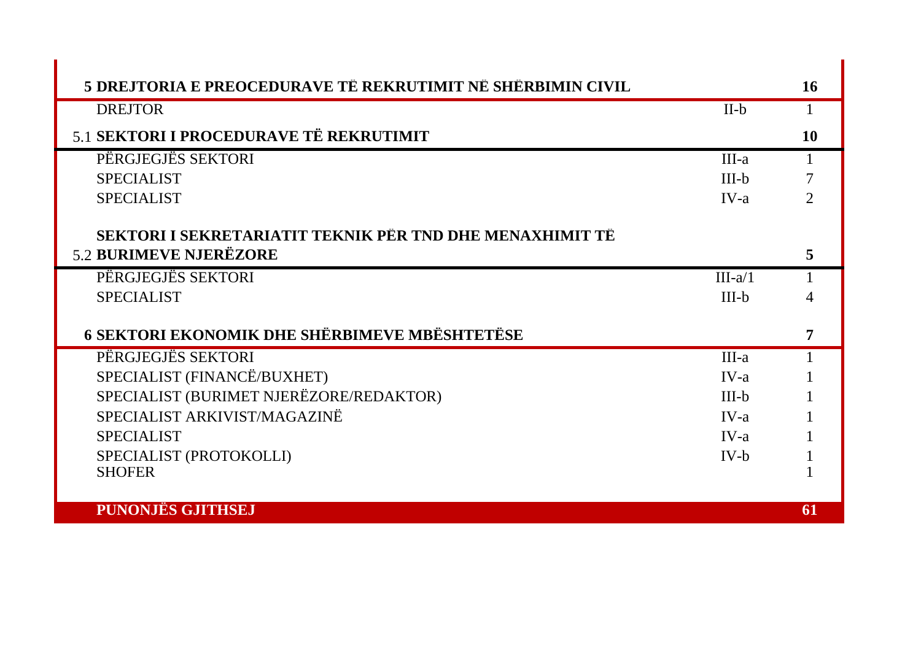| | | |
|---|---|---|
| **5 DREJTORIA E PREOCEDURAVE TË REKRUTIMIT NË SHËRBIMIN CIVIL** | | **16** |
| DREJTOR | II-b | 1 |
| 5.1 **SEKTORI I PROCEDURAVE TË REKRUTIMIT** | | **10** |
| PËRGJEGJËS SEKTORI | III-a | 1 |
| SPECIALIST | III-b | 7 |
| SPECIALIST | IV-a | 2 |
| 5.2 **SEKTORI I SEKRETARIATIT TEKNIK PËR TND DHE MENAXHIMIT TË BURIMEVE NJERËZORE** | | **5** |
| PËRGJEGJËS SEKTORI | III-a/1 | 1 |
| SPECIALIST | III-b | 4 |
| **6 SEKTORI EKONOMIK DHE SHËRBIMEVE MBËSHTETËSE** | | **7** |
| PËRGJEGJËS SEKTORI | III-a | 1 |
| SPECIALIST (FINANCË/BUXHET) | IV-a | 1 |
| SPECIALIST (BURIMET NJERËZORE/REDAKTOR) | III-b | 1 |
| SPECIALIST ARKIVIST/MAGAZINË | IV-a | 1 |
| SPECIALIST | IV-a | 1 |
| SPECIALIST (PROTOKOLLI) | IV-b | 1 |
| SHOFER | | 1 |
| **PUNONJËS GJITHSEJ** | | **61** |